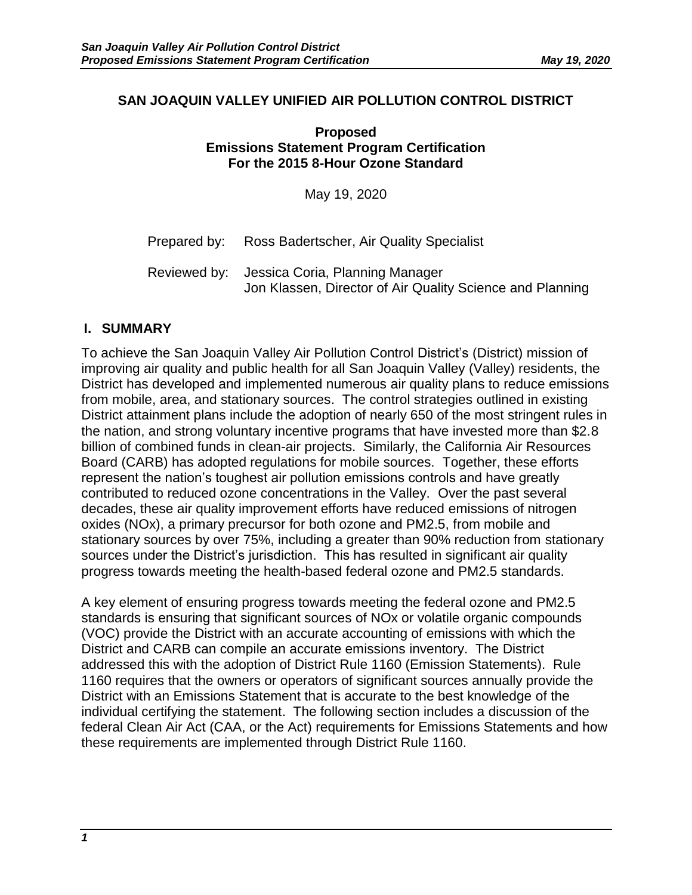# SAN JOAQUIN VALLEY UNIFIED AIR POLLUTION CONTROL DISTRICT

**Proposed**
**Emissions Statement Program Certification**
**For the 2015 8-Hour Ozone Standard**

May 19, 2020

Prepared by: Ross Badertscher, Air Quality Specialist

Reviewed by: Jessica Coria, Planning Manager
Jon Klassen, Director of Air Quality Science and Planning

## I. SUMMARY

To achieve the San Joaquin Valley Air Pollution Control District's (District) mission of improving air quality and public health for all San Joaquin Valley (Valley) residents, the District has developed and implemented numerous air quality plans to reduce emissions from mobile, area, and stationary sources. The control strategies outlined in existing District attainment plans include the adoption of nearly 650 of the most stringent rules in the nation, and strong voluntary incentive programs that have invested more than $2.8 billion of combined funds in clean-air projects. Similarly, the California Air Resources Board (CARB) has adopted regulations for mobile sources. Together, these efforts represent the nation's toughest air pollution emissions controls and have greatly contributed to reduced ozone concentrations in the Valley. Over the past several decades, these air quality improvement efforts have reduced emissions of nitrogen oxides (NOx), a primary precursor for both ozone and PM2.5, from mobile and stationary sources by over 75%, including a greater than 90% reduction from stationary sources under the District's jurisdiction. This has resulted in significant air quality progress towards meeting the health-based federal ozone and PM2.5 standards.

A key element of ensuring progress towards meeting the federal ozone and PM2.5 standards is ensuring that significant sources of NOx or volatile organic compounds (VOC) provide the District with an accurate accounting of emissions with which the District and CARB can compile an accurate emissions inventory. The District addressed this with the adoption of District Rule 1160 (Emission Statements). Rule 1160 requires that the owners or operators of significant sources annually provide the District with an Emissions Statement that is accurate to the best knowledge of the individual certifying the statement. The following section includes a discussion of the federal Clean Air Act (CAA, or the Act) requirements for Emissions Statements and how these requirements are implemented through District Rule 1160.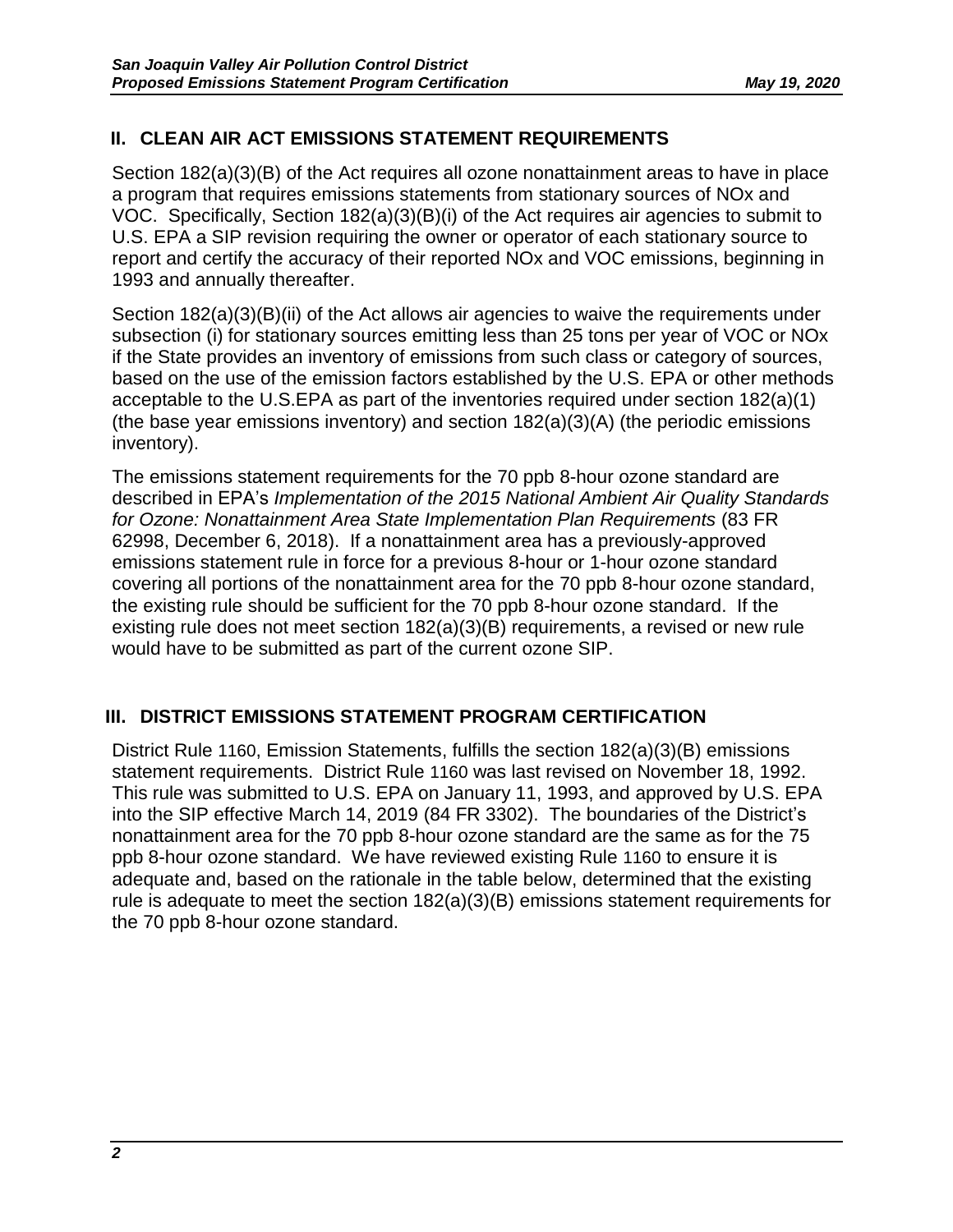## II. CLEAN AIR ACT EMISSIONS STATEMENT REQUIREMENTS

Section 182(a)(3)(B) of the Act requires all ozone nonattainment areas to have in place a program that requires emissions statements from stationary sources of NOx and VOC. Specifically, Section 182(a)(3)(B)(i) of the Act requires air agencies to submit to U.S. EPA a SIP revision requiring the owner or operator of each stationary source to report and certify the accuracy of their reported NOx and VOC emissions, beginning in 1993 and annually thereafter.

Section 182(a)(3)(B)(ii) of the Act allows air agencies to waive the requirements under subsection (i) for stationary sources emitting less than 25 tons per year of VOC or NOx if the State provides an inventory of emissions from such class or category of sources, based on the use of the emission factors established by the U.S. EPA or other methods acceptable to the U.S.EPA as part of the inventories required under section 182(a)(1) (the base year emissions inventory) and section 182(a)(3)(A) (the periodic emissions inventory).

The emissions statement requirements for the 70 ppb 8-hour ozone standard are described in EPA's *Implementation of the 2015 National Ambient Air Quality Standards for Ozone: Nonattainment Area State Implementation Plan Requirements* (83 FR 62998, December 6, 2018). If a nonattainment area has a previously-approved emissions statement rule in force for a previous 8-hour or 1-hour ozone standard covering all portions of the nonattainment area for the 70 ppb 8-hour ozone standard, the existing rule should be sufficient for the 70 ppb 8-hour ozone standard. If the existing rule does not meet section 182(a)(3)(B) requirements, a revised or new rule would have to be submitted as part of the current ozone SIP.

## III. DISTRICT EMISSIONS STATEMENT PROGRAM CERTIFICATION

District Rule 1160, Emission Statements, fulfills the section 182(a)(3)(B) emissions statement requirements. District Rule 1160 was last revised on November 18, 1992. This rule was submitted to U.S. EPA on January 11, 1993, and approved by U.S. EPA into the SIP effective March 14, 2019 (84 FR 3302). The boundaries of the District's nonattainment area for the 70 ppb 8-hour ozone standard are the same as for the 75 ppb 8-hour ozone standard. We have reviewed existing Rule 1160 to ensure it is adequate and, based on the rationale in the table below, determined that the existing rule is adequate to meet the section 182(a)(3)(B) emissions statement requirements for the 70 ppb 8-hour ozone standard.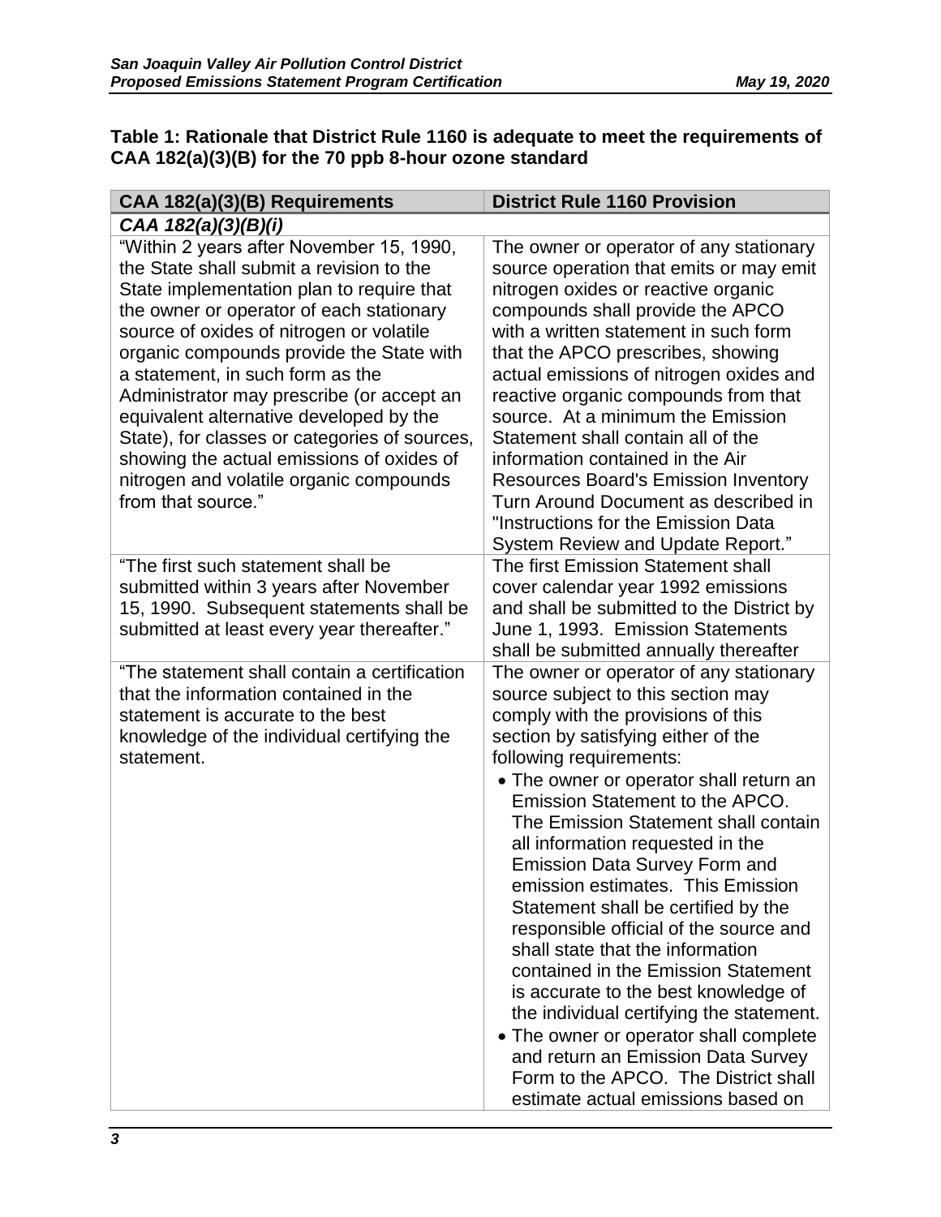**Table 1: Rationale that District Rule 1160 is adequate to meet the requirements of CAA 182(a)(3)(B) for the 70 ppb 8-hour ozone standard**

| CAA 182(a)(3)(B) Requirements | District Rule 1160 Provision |
|---|---|
| ***CAA 182(a)(3)(B)(i)*** | |
| "Within 2 years after November 15, 1990, the State shall submit a revision to the State implementation plan to require that the owner or operator of each stationary source of oxides of nitrogen or volatile organic compounds provide the State with a statement, in such form as the Administrator may prescribe (or accept an equivalent alternative developed by the State), for classes or categories of sources, showing the actual emissions of oxides of nitrogen and volatile organic compounds from that source." | The owner or operator of any stationary source operation that emits or may emit nitrogen oxides or reactive organic compounds shall provide the APCO with a written statement in such form that the APCO prescribes, showing actual emissions of nitrogen oxides and reactive organic compounds from that source. At a minimum the Emission Statement shall contain all of the information contained in the Air Resources Board's Emission Inventory Turn Around Document as described in "Instructions for the Emission Data System Review and Update Report." |
| "The first such statement shall be submitted within 3 years after November 15, 1990. Subsequent statements shall be submitted at least every year thereafter." | The first Emission Statement shall cover calendar year 1992 emissions and shall be submitted to the District by June 1, 1993. Emission Statements shall be submitted annually thereafter |
| "The statement shall contain a certification that the information contained in the statement is accurate to the best knowledge of the individual certifying the statement. | The owner or operator of any stationary source subject to this section may comply with the provisions of this section by satisfying either of the following requirements:<br>• The owner or operator shall return an Emission Statement to the APCO. The Emission Statement shall contain all information requested in the Emission Data Survey Form and emission estimates. This Emission Statement shall be certified by the responsible official of the source and shall state that the information contained in the Emission Statement is accurate to the best knowledge of the individual certifying the statement.<br>• The owner or operator shall complete and return an Emission Data Survey Form to the APCO. The District shall estimate actual emissions based on |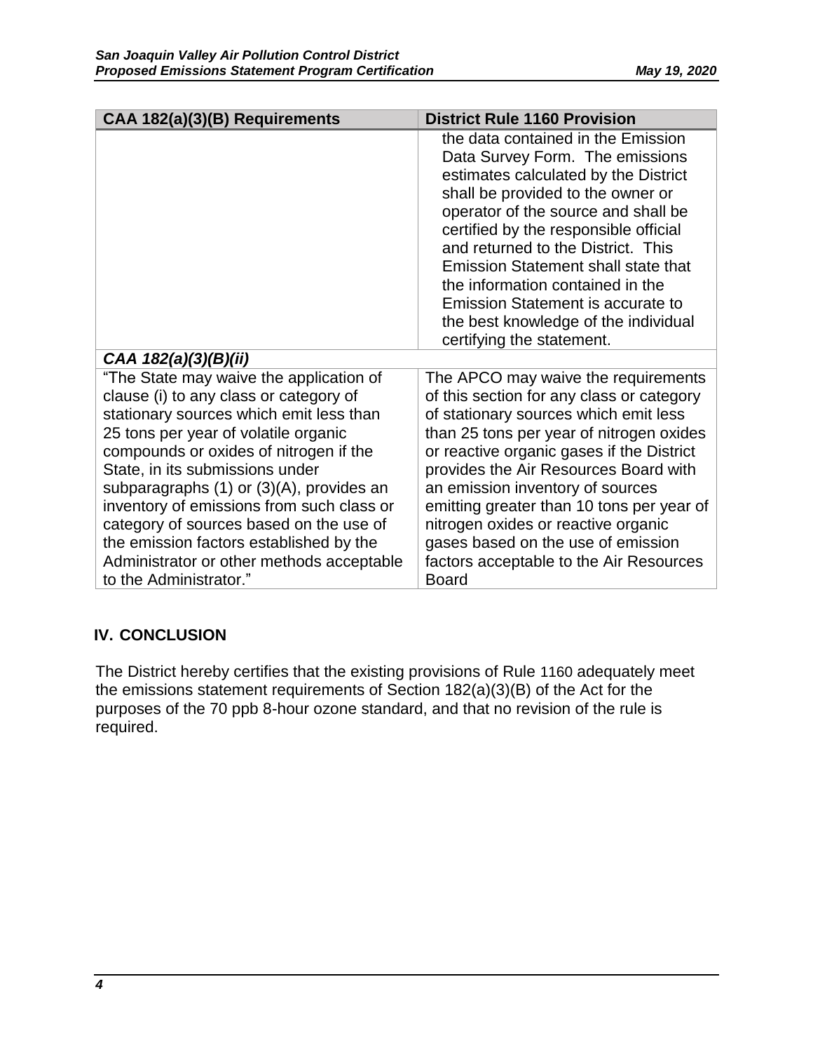| CAA 182(a)(3)(B) Requirements | District Rule 1160 Provision |
|---|---|
| | the data contained in the Emission Data Survey Form. The emissions estimates calculated by the District shall be provided to the owner or operator of the source and shall be certified by the responsible official and returned to the District. This Emission Statement shall state that the information contained in the Emission Statement is accurate to the best knowledge of the individual certifying the statement. |
| ***CAA 182(a)(3)(B)(ii)*** | |
| "The State may waive the application of clause (i) to any class or category of stationary sources which emit less than 25 tons per year of volatile organic compounds or oxides of nitrogen if the State, in its submissions under subparagraphs (1) or (3)(A), provides an inventory of emissions from such class or category of sources based on the use of the emission factors established by the Administrator or other methods acceptable to the Administrator." | The APCO may waive the requirements of this section for any class or category of stationary sources which emit less than 25 tons per year of nitrogen oxides or reactive organic gases if the District provides the Air Resources Board with an emission inventory of sources emitting greater than 10 tons per year of nitrogen oxides or reactive organic gases based on the use of emission factors acceptable to the Air Resources Board |

## IV. CONCLUSION

The District hereby certifies that the existing provisions of Rule 1160 adequately meet the emissions statement requirements of Section 182(a)(3)(B) of the Act for the purposes of the 70 ppb 8-hour ozone standard, and that no revision of the rule is required.